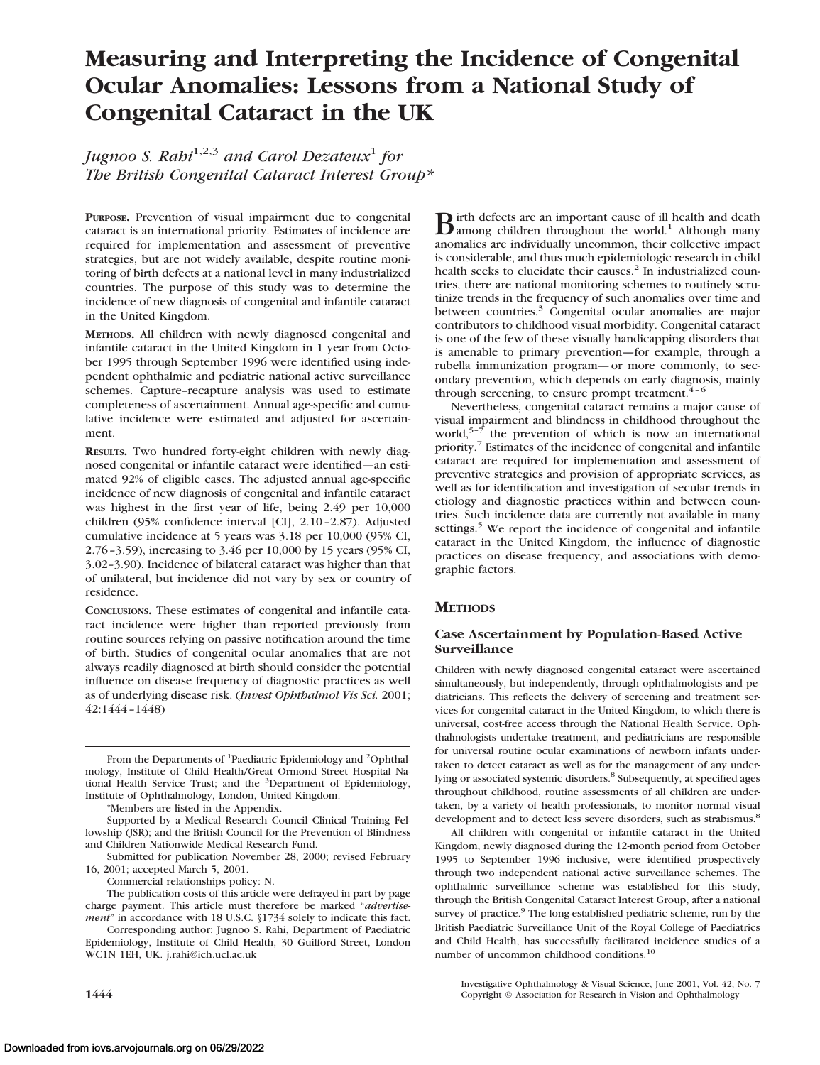# Measuring and Interpreting the Incidence of Congenital Ocular Anomalies: Lessons from a National Study of Congenital Cataract in the UK

*Jugnoo S. Rahi*[1,2,3] *and Carol Dezateux*[1] *for The British Congenital Cataract Interest Group**

**PURPOSE.** Prevention of visual impairment due to congenital cataract is an international priority. Estimates of incidence are required for implementation and assessment of preventive strategies, but are not widely available, despite routine monitoring of birth defects at a national level in many industrialized countries. The purpose of this study was to determine the incidence of new diagnosis of congenital and infantile cataract in the United Kingdom.

**METHODS.** All children with newly diagnosed congenital and infantile cataract in the United Kingdom in 1 year from October 1995 through September 1996 were identified using independent ophthalmic and pediatric national active surveillance schemes. Capture–recapture analysis was used to estimate completeness of ascertainment. Annual age-specific and cumulative incidence were estimated and adjusted for ascertainment.

**RESULTS.** Two hundred forty-eight children with newly diagnosed congenital or infantile cataract were identified—an estimated 92% of eligible cases. The adjusted annual age-specific incidence of new diagnosis of congenital and infantile cataract was highest in the first year of life, being 2.49 per 10,000 children (95% confidence interval [CI], 2.10–2.87). Adjusted cumulative incidence at 5 years was 3.18 per 10,000 (95% CI, 2.76–3.59), increasing to 3.46 per 10,000 by 15 years (95% CI, 3.02–3.90). Incidence of bilateral cataract was higher than that of unilateral, but incidence did not vary by sex or country of residence.

**CONCLUSIONS.** These estimates of congenital and infantile cataract incidence were higher than reported previously from routine sources relying on passive notification around the time of birth. Studies of congenital ocular anomalies that are not always readily diagnosed at birth should consider the potential influence on disease frequency of diagnostic practices as well as of underlying disease risk. (*Invest Ophthalmol Vis Sci.* 2001; 42:1444–1448)

From the Departments of [1]Paediatric Epidemiology and [2]Ophthalmology, Institute of Child Health/Great Ormond Street Hospital National Health Service Trust; and the [3]Department of Epidemiology, Institute of Ophthalmology, London, United Kingdom.

*Members are listed in the Appendix.

Supported by a Medical Research Council Clinical Training Fellowship (JSR); and the British Council for the Prevention of Blindness and Children Nationwide Medical Research Fund.

Submitted for publication November 28, 2000; revised February 16, 2001; accepted March 5, 2001.

Commercial relationships policy: N.

The publication costs of this article were defrayed in part by page charge payment. This article must therefore be marked "*advertisement*" in accordance with 18 U.S.C. §1734 solely to indicate this fact.

Corresponding author: Jugnoo S. Rahi, Department of Paediatric Epidemiology, Institute of Child Health, 30 Guilford Street, London WC1N 1EH, UK. j.rahi@ich.ucl.ac.uk

Birth defects are an important cause of ill health and death among children throughout the world.[1] Although many anomalies are individually uncommon, their collective impact is considerable, and thus much epidemiologic research in child health seeks to elucidate their causes.[2] In industrialized countries, there are national monitoring schemes to routinely scrutinize trends in the frequency of such anomalies over time and between countries.[3] Congenital ocular anomalies are major contributors to childhood visual morbidity. Congenital cataract is one of the few of these visually handicapping disorders that is amenable to primary prevention—for example, through a rubella immunization program—or more commonly, to secondary prevention, which depends on early diagnosis, mainly through screening, to ensure prompt treatment.[4–6]

Nevertheless, congenital cataract remains a major cause of visual impairment and blindness in childhood throughout the world,[5–7] the prevention of which is now an international priority.[7] Estimates of the incidence of congenital and infantile cataract are required for implementation and assessment of preventive strategies and provision of appropriate services, as well as for identification and investigation of secular trends in etiology and diagnostic practices within and between countries. Such incidence data are currently not available in many settings.[5] We report the incidence of congenital and infantile cataract in the United Kingdom, the influence of diagnostic practices on disease frequency, and associations with demographic factors.

## METHODS

### Case Ascertainment by Population-Based Active Surveillance

Children with newly diagnosed congenital cataract were ascertained simultaneously, but independently, through ophthalmologists and pediatricians. This reflects the delivery of screening and treatment services for congenital cataract in the United Kingdom, to which there is universal, cost-free access through the National Health Service. Ophthalmologists undertake treatment, and pediatricians are responsible for universal routine ocular examinations of newborn infants undertaken to detect cataract as well as for the management of any underlying or associated systemic disorders.[8] Subsequently, at specified ages throughout childhood, routine assessments of all children are undertaken, by a variety of health professionals, to monitor normal visual development and to detect less severe disorders, such as strabismus.[8]

All children with congenital or infantile cataract in the United Kingdom, newly diagnosed during the 12-month period from October 1995 to September 1996 inclusive, were identified prospectively through two independent national active surveillance schemes. The ophthalmic surveillance scheme was established for this study, through the British Congenital Cataract Interest Group, after a national survey of practice.[9] The long-established pediatric scheme, run by the British Paediatric Surveillance Unit of the Royal College of Paediatrics and Child Health, has successfully facilitated incidence studies of a number of uncommon childhood conditions.[10]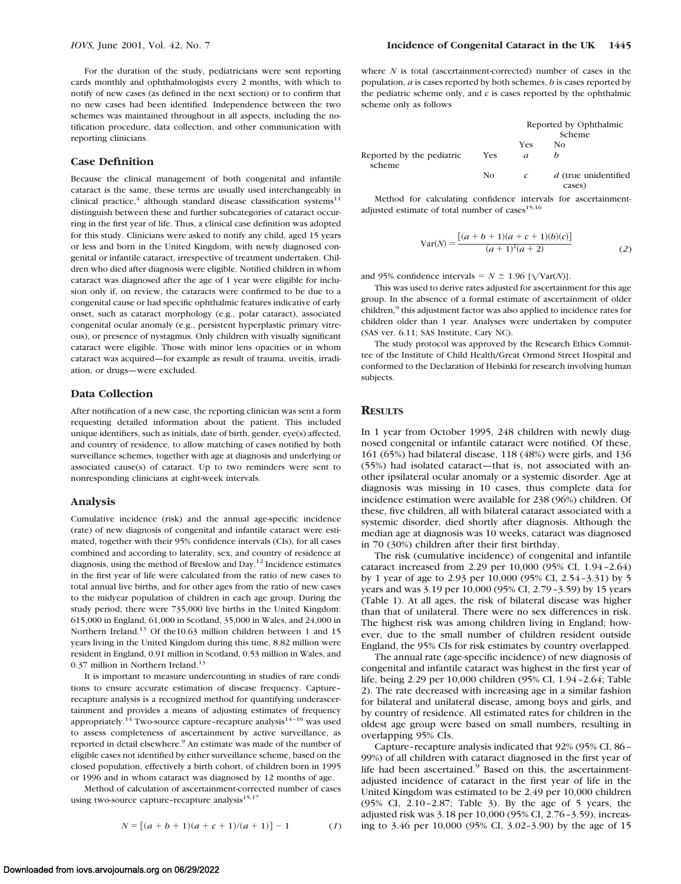For the duration of the study, pediatricians were sent reporting cards monthly and ophthalmologists every 2 months, with which to notify of new cases (as defined in the next section) or to confirm that no new cases had been identified. Independence between the two schemes was maintained throughout in all aspects, including the notification procedure, data collection, and other communication with reporting clinicians.

### Case Definition

Because the clinical management of both congenital and infantile cataract is the same, these terms are usually used interchangeably in clinical practice,[4] although standard disease classification systems[11] distinguish between these and further subcategories of cataract occurring in the first year of life. Thus, a clinical case definition was adopted for this study. Clinicians were asked to notify any child, aged 15 years or less and born in the United Kingdom, with newly diagnosed congenital or infantile cataract, irrespective of treatment undertaken. Children who died after diagnosis were eligible. Notified children in whom cataract was diagnosed after the age of 1 year were eligible for inclusion only if, on review, the cataracts were confirmed to be due to a congenital cause or had specific ophthalmic features indicative of early onset, such as cataract morphology (e.g., polar cataract), associated congenital ocular anomaly (e.g., persistent hyperplastic primary vitreous), or presence of nystagmus. Only children with visually significant cataract were eligible. Those with minor lens opacities or in whom cataract was acquired—for example as result of trauma, uveitis, irradiation, or drugs—were excluded.

### Data Collection

After notification of a new case, the reporting clinician was sent a form requesting detailed information about the patient. This included unique identifiers, such as initials, date of birth, gender, eye(s) affected, and country of residence, to allow matching of cases notified by both surveillance schemes, together with age at diagnosis and underlying or associated cause(s) of cataract. Up to two reminders were sent to nonresponding clinicians at eight-week intervals.

### Analysis

Cumulative incidence (risk) and the annual age-specific incidence (rate) of new diagnosis of congenital and infantile cataract were estimated, together with their 95% confidence intervals (CIs), for all cases combined and according to laterality, sex, and country of residence at diagnosis, using the method of Breslow and Day.[12] Incidence estimates in the first year of life were calculated from the ratio of new cases to total annual live births, and for other ages from the ratio of new cases to the midyear population of children in each age group. During the study period, there were 735,000 live births in the United Kingdom: 615,000 in England, 61,000 in Scotland, 35,000 in Wales, and 24,000 in Northern Ireland.[13] Of the10.63 million children between 1 and 15 years living in the United Kingdom during this time, 8.82 million were resident in England, 0.91 million in Scotland, 0.53 million in Wales, and 0.37 million in Northern Ireland.[13]

It is important to measure undercounting in studies of rare conditions to ensure accurate estimation of disease frequency. Capture–recapture analysis is a recognized method for quantifying underascertainment and provides a means of adjusting estimates of frequency appropriately.[14] Two-source capture–recapture analysis[14–16] was used to assess completeness of ascertainment by active surveillance, as reported in detail elsewhere.[9] An estimate was made of the number of eligible cases not identified by either surveillance scheme, based on the closed population, effectively a birth cohort, of children born in 1995 or 1996 and in whom cataract was diagnosed by 12 months of age.

Method of calculation of ascertainment-corrected number of cases using two-source capture–recapture analysis[15,17]

$$N = [(a + b + 1)(a + c + 1)/(a + 1)] - 1 \qquad (1)$$

where $N$ is total (ascertainment-corrected) number of cases in the population, $a$ is cases reported by both schemes, $b$ is cases reported by the pediatric scheme only, and $c$ is cases reported by the ophthalmic scheme only as follows

| | | Reported by Ophthalmic Scheme | |
|---|---|---|---|
| | | Yes | No |
| Reported by the pediatric scheme | Yes | $a$ | $b$ |
| | No | $c$ | $d$ (true unidentified cases) |

Method for calculating confidence intervals for ascertainment-adjusted estimate of total number of cases[15,16]

$$\mathrm{Var}(N) = \frac{[(a + b + 1)(a + c + 1)(b)(c)]}{(a + 1)^2(a + 2)} \qquad (2)$$

and 95% confidence intervals = $N \pm 1.96\ [\sqrt{\mathrm{Var}(N)}]$.

This was used to derive rates adjusted for ascertainment for this age group. In the absence of a formal estimate of ascertainment of older children,[9] this adjustment factor was also applied to incidence rates for children older than 1 year. Analyses were undertaken by computer (SAS ver. 6.11; SAS Institute, Cary NC).

The study protocol was approved by the Research Ethics Committee of the Institute of Child Health/Great Ormond Street Hospital and conformed to the Declaration of Helsinki for research involving human subjects.

## Results

In 1 year from October 1995, 248 children with newly diagnosed congenital or infantile cataract were notified. Of these, 161 (65%) had bilateral disease, 118 (48%) were girls, and 136 (55%) had isolated cataract—that is, not associated with another ipsilateral ocular anomaly or a systemic disorder. Age at diagnosis was missing in 10 cases, thus complete data for incidence estimation were available for 238 (96%) children. Of these, five children, all with bilateral cataract associated with a systemic disorder, died shortly after diagnosis. Although the median age at diagnosis was 10 weeks, cataract was diagnosed in 70 (30%) children after their first birthday.

The risk (cumulative incidence) of congenital and infantile cataract increased from 2.29 per 10,000 (95% CI, 1.94–2.64) by 1 year of age to 2.93 per 10,000 (95% CI, 2.54–3.31) by 5 years and was 3.19 per 10,000 (95% CI, 2.79–3.59) by 15 years (Table 1). At all ages, the risk of bilateral disease was higher than that of unilateral. There were no sex differences in risk. The highest risk was among children living in England; however, due to the small number of children resident outside England, the 95% CIs for risk estimates by country overlapped.

The annual rate (age-specific incidence) of new diagnosis of congenital and infantile cataract was highest in the first year of life, being 2.29 per 10,000 children (95% CI, 1.94–2.64; Table 2). The rate decreased with increasing age in a similar fashion for bilateral and unilateral disease, among boys and girls, and by country of residence. All estimated rates for children in the oldest age group were based on small numbers, resulting in overlapping 95% CIs.

Capture–recapture analysis indicated that 92% (95% CI, 86–99%) of all children with cataract diagnosed in the first year of life had been ascertained.[9] Based on this, the ascertainment-adjusted incidence of cataract in the first year of life in the United Kingdom was estimated to be 2.49 per 10,000 children (95% CI, 2.10–2.87; Table 3). By the age of 5 years, the adjusted risk was 3.18 per 10,000 (95% CI, 2.76–3.59), increasing to 3.46 per 10,000 (95% CI, 3.02–3.90) by the age of 15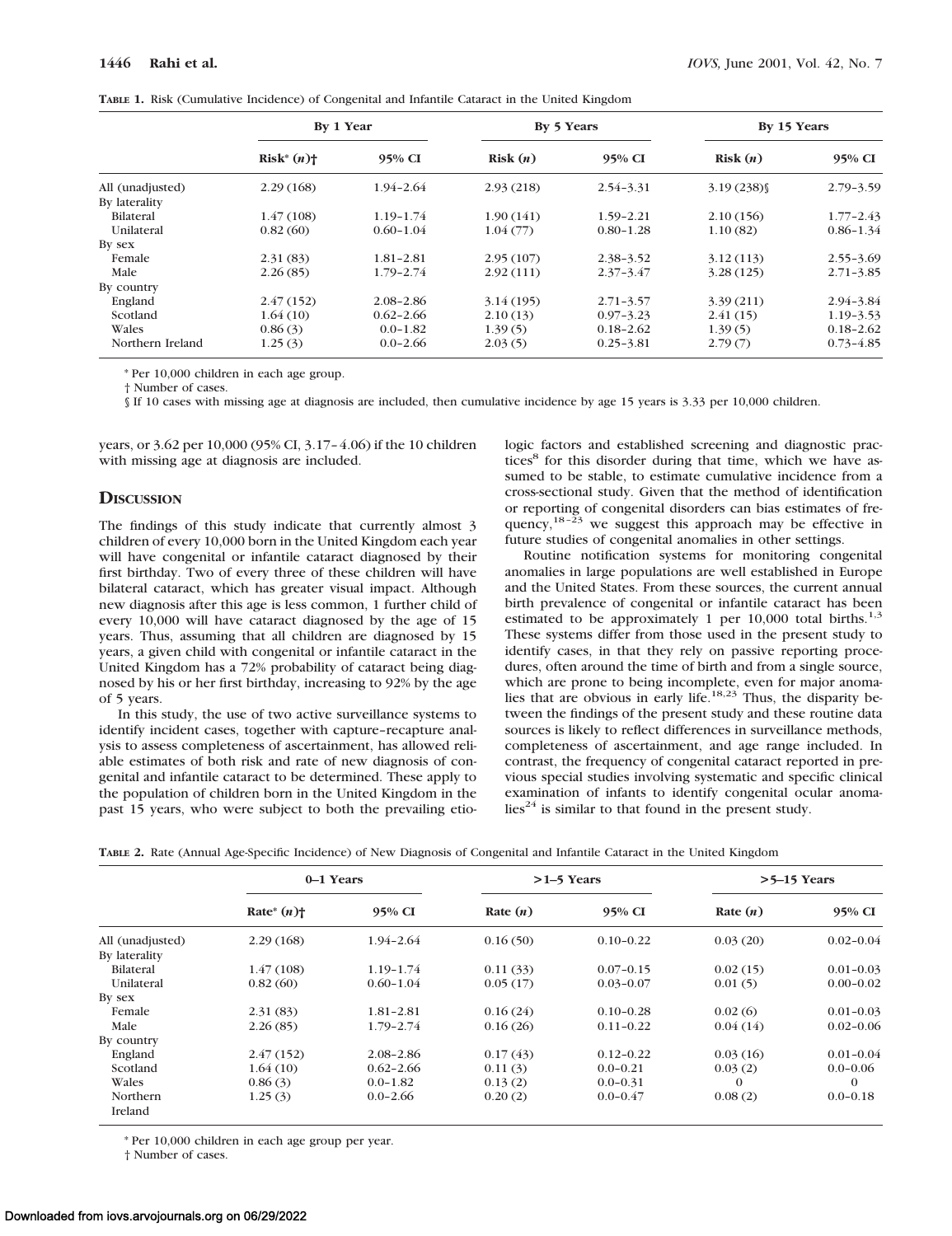**TABLE 1.** Risk (Cumulative Incidence) of Congenital and Infantile Cataract in the United Kingdom

| | By 1 Year | | By 5 Years | | By 15 Years | |
|---|---|---|---|---|---|---|
| | Risk* (*n*)† | 95% CI | Risk (*n*) | 95% CI | Risk (*n*) | 95% CI |
| All (unadjusted) | 2.29 (168) | 1.94–2.64 | 2.93 (218) | 2.54–3.31 | 3.19 (238)§ | 2.79–3.59 |
| By laterality | | | | | | |
| Bilateral | 1.47 (108) | 1.19–1.74 | 1.90 (141) | 1.59–2.21 | 2.10 (156) | 1.77–2.43 |
| Unilateral | 0.82 (60) | 0.60–1.04 | 1.04 (77) | 0.80–1.28 | 1.10 (82) | 0.86–1.34 |
| By sex | | | | | | |
| Female | 2.31 (83) | 1.81–2.81 | 2.95 (107) | 2.38–3.52 | 3.12 (113) | 2.55–3.69 |
| Male | 2.26 (85) | 1.79–2.74 | 2.92 (111) | 2.37–3.47 | 3.28 (125) | 2.71–3.85 |
| By country | | | | | | |
| England | 2.47 (152) | 2.08–2.86 | 3.14 (195) | 2.71–3.57 | 3.39 (211) | 2.94–3.84 |
| Scotland | 1.64 (10) | 0.62–2.66 | 2.10 (13) | 0.97–3.23 | 2.41 (15) | 1.19–3.53 |
| Wales | 0.86 (3) | 0.0–1.82 | 1.39 (5) | 0.18–2.62 | 1.39 (5) | 0.18–2.62 |
| Northern Ireland | 1.25 (3) | 0.0–2.66 | 2.03 (5) | 0.25–3.81 | 2.79 (7) | 0.73–4.85 |

\* Per 10,000 children in each age group.

† Number of cases.

§ If 10 cases with missing age at diagnosis are included, then cumulative incidence by age 15 years is 3.33 per 10,000 children.

years, or 3.62 per 10,000 (95% CI, 3.17–4.06) if the 10 children with missing age at diagnosis are included.

## DISCUSSION

The findings of this study indicate that currently almost 3 children of every 10,000 born in the United Kingdom each year will have congenital or infantile cataract diagnosed by their first birthday. Two of every three of these children will have bilateral cataract, which has greater visual impact. Although new diagnosis after this age is less common, 1 further child of every 10,000 will have cataract diagnosed by the age of 15 years. Thus, assuming that all children are diagnosed by 15 years, a given child with congenital or infantile cataract in the United Kingdom has a 72% probability of cataract being diagnosed by his or her first birthday, increasing to 92% by the age of 5 years.

In this study, the use of two active surveillance systems to identify incident cases, together with capture–recapture analysis to assess completeness of ascertainment, has allowed reliable estimates of both risk and rate of new diagnosis of congenital and infantile cataract to be determined. These apply to the population of children born in the United Kingdom in the past 15 years, who were subject to both the prevailing etiologic factors and established screening and diagnostic practices[8] for this disorder during that time, which we have assumed to be stable, to estimate cumulative incidence from a cross-sectional study. Given that the method of identification or reporting of congenital disorders can bias estimates of frequency,[18–23] we suggest this approach may be effective in future studies of congenital anomalies in other settings.

Routine notification systems for monitoring congenital anomalies in large populations are well established in Europe and the United States. From these sources, the current annual birth prevalence of congenital or infantile cataract has been estimated to be approximately 1 per 10,000 total births.[1,3] These systems differ from those used in the present study to identify cases, in that they rely on passive reporting procedures, often around the time of birth and from a single source, which are prone to being incomplete, even for major anomalies that are obvious in early life.[18,23] Thus, the disparity between the findings of the present study and these routine data sources is likely to reflect differences in surveillance methods, completeness of ascertainment, and age range included. In contrast, the frequency of congenital cataract reported in previous special studies involving systematic and specific clinical examination of infants to identify congenital ocular anomalies[24] is similar to that found in the present study.

**TABLE 2.** Rate (Annual Age-Specific Incidence) of New Diagnosis of Congenital and Infantile Cataract in the United Kingdom

| | 0–1 Years | | >1–5 Years | | >5–15 Years | |
|---|---|---|---|---|---|---|
| | Rate* (*n*)† | 95% CI | Rate (*n*) | 95% CI | Rate (*n*) | 95% CI |
| All (unadjusted) | 2.29 (168) | 1.94–2.64 | 0.16 (50) | 0.10–0.22 | 0.03 (20) | 0.02–0.04 |
| By laterality | | | | | | |
| Bilateral | 1.47 (108) | 1.19–1.74 | 0.11 (33) | 0.07–0.15 | 0.02 (15) | 0.01–0.03 |
| Unilateral | 0.82 (60) | 0.60–1.04 | 0.05 (17) | 0.03–0.07 | 0.01 (5) | 0.00–0.02 |
| By sex | | | | | | |
| Female | 2.31 (83) | 1.81–2.81 | 0.16 (24) | 0.10–0.28 | 0.02 (6) | 0.01–0.03 |
| Male | 2.26 (85) | 1.79–2.74 | 0.16 (26) | 0.11–0.22 | 0.04 (14) | 0.02–0.06 |
| By country | | | | | | |
| England | 2.47 (152) | 2.08–2.86 | 0.17 (43) | 0.12–0.22 | 0.03 (16) | 0.01–0.04 |
| Scotland | 1.64 (10) | 0.62–2.66 | 0.11 (3) | 0.0–0.21 | 0.03 (2) | 0.0–0.06 |
| Wales | 0.86 (3) | 0.0–1.82 | 0.13 (2) | 0.0–0.31 | 0 | 0 |
| Northern Ireland | 1.25 (3) | 0.0–2.66 | 0.20 (2) | 0.0–0.47 | 0.08 (2) | 0.0–0.18 |

\* Per 10,000 children in each age group per year.

† Number of cases.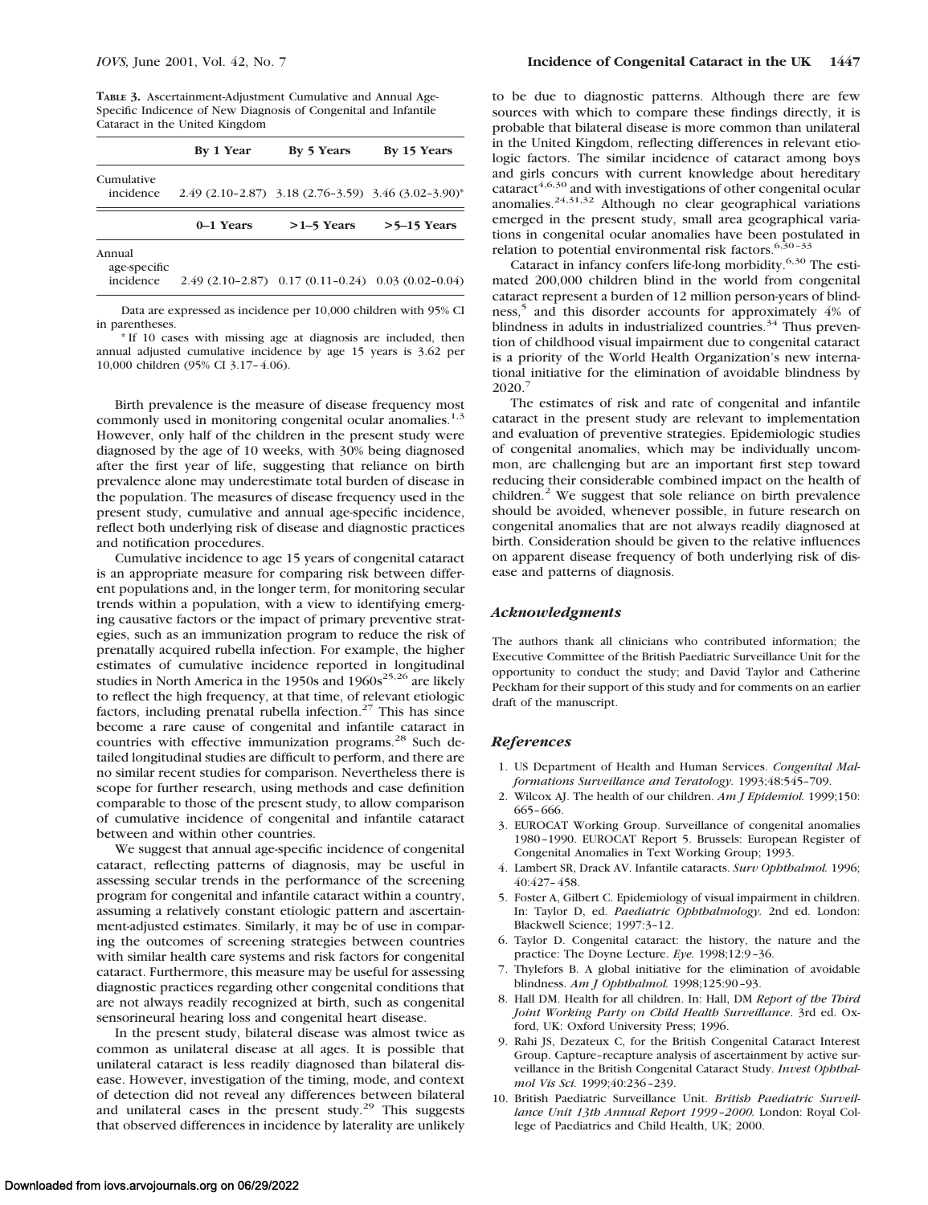**TABLE 3.** Ascertainment-Adjustment Cumulative and Annual Age-Specific Indicence of New Diagnosis of Congenital and Infantile Cataract in the United Kingdom

| | By 1 Year | By 5 Years | By 15 Years |
|---|---|---|---|
| Cumulative incidence | 2.49 (2.10–2.87) | 3.18 (2.76–3.59) | 3.46 (3.02–3.90)* |
| | **0–1 Years** | **>1–5 Years** | **>5–15 Years** |
| Annual age-specific incidence | 2.49 (2.10–2.87) | 0.17 (0.11–0.24) | 0.03 (0.02–0.04) |

Data are expressed as incidence per 10,000 children with 95% CI in parentheses.

* If 10 cases with missing age at diagnosis are included, then annual adjusted cumulative incidence by age 15 years is 3.62 per 10,000 children (95% CI 3.17–4.06).

Birth prevalence is the measure of disease frequency most commonly used in monitoring congenital ocular anomalies.[1,3] However, only half of the children in the present study were diagnosed by the age of 10 weeks, with 30% being diagnosed after the first year of life, suggesting that reliance on birth prevalence alone may underestimate total burden of disease in the population. The measures of disease frequency used in the present study, cumulative and annual age-specific incidence, reflect both underlying risk of disease and diagnostic practices and notification procedures.

Cumulative incidence to age 15 years of congenital cataract is an appropriate measure for comparing risk between different populations and, in the longer term, for monitoring secular trends within a population, with a view to identifying emerging causative factors or the impact of primary preventive strategies, such as an immunization program to reduce the risk of prenatally acquired rubella infection. For example, the higher estimates of cumulative incidence reported in longitudinal studies in North America in the 1950s and 1960s[25,26] are likely to reflect the high frequency, at that time, of relevant etiologic factors, including prenatal rubella infection.[27] This has since become a rare cause of congenital and infantile cataract in countries with effective immunization programs.[28] Such detailed longitudinal studies are difficult to perform, and there are no similar recent studies for comparison. Nevertheless there is scope for further research, using methods and case definition comparable to those of the present study, to allow comparison of cumulative incidence of congenital and infantile cataract between and within other countries.

We suggest that annual age-specific incidence of congenital cataract, reflecting patterns of diagnosis, may be useful in assessing secular trends in the performance of the screening program for congenital and infantile cataract within a country, assuming a relatively constant etiologic pattern and ascertainment-adjusted estimates. Similarly, it may be of use in comparing the outcomes of screening strategies between countries with similar health care systems and risk factors for congenital cataract. Furthermore, this measure may be useful for assessing diagnostic practices regarding other congenital conditions that are not always readily recognized at birth, such as congenital sensorineural hearing loss and congenital heart disease.

In the present study, bilateral disease was almost twice as common as unilateral disease at all ages. It is possible that unilateral cataract is less readily diagnosed than bilateral disease. However, investigation of the timing, mode, and context of detection did not reveal any differences between bilateral and unilateral cases in the present study.[29] This suggests that observed differences in incidence by laterality are unlikely to be due to diagnostic patterns. Although there are few sources with which to compare these findings directly, it is probable that bilateral disease is more common than unilateral in the United Kingdom, reflecting differences in relevant etiologic factors. The similar incidence of cataract among boys and girls concurs with current knowledge about hereditary cataract[4,6,30] and with investigations of other congenital ocular anomalies.[24,31,32] Although no clear geographical variations emerged in the present study, small area geographical variations in congenital ocular anomalies have been postulated in relation to potential environmental risk factors.[6,30–33]

Cataract in infancy confers life-long morbidity.[6,30] The estimated 200,000 children blind in the world from congenital cataract represent a burden of 12 million person-years of blindness,[5] and this disorder accounts for approximately 4% of blindness in adults in industrialized countries.[34] Thus prevention of childhood visual impairment due to congenital cataract is a priority of the World Health Organization's new international initiative for the elimination of avoidable blindness by 2020.[7]

The estimates of risk and rate of congenital and infantile cataract in the present study are relevant to implementation and evaluation of preventive strategies. Epidemiologic studies of congenital anomalies, which may be individually uncommon, are challenging but are an important first step toward reducing their considerable combined impact on the health of children.[2] We suggest that sole reliance on birth prevalence should be avoided, whenever possible, in future research on congenital anomalies that are not always readily diagnosed at birth. Consideration should be given to the relative influences on apparent disease frequency of both underlying risk of disease and patterns of diagnosis.

## *Acknowledgments*

The authors thank all clinicians who contributed information; the Executive Committee of the British Paediatric Surveillance Unit for the opportunity to conduct the study; and David Taylor and Catherine Peckham for their support of this study and for comments on an earlier draft of the manuscript.

## *References*

1. US Department of Health and Human Services. *Congenital Malformations Surveillance and Teratology.* 1993;48:545–709.
2. Wilcox AJ. The health of our children. *Am J Epidemiol.* 1999;150: 665–666.
3. EUROCAT Working Group. Surveillance of congenital anomalies 1980–1990. EUROCAT Report 5. Brussels: European Register of Congenital Anomalies in Text Working Group; 1993.
4. Lambert SR, Drack AV. Infantile cataracts. *Surv Ophthalmol.* 1996; 40:427–458.
5. Foster A, Gilbert C. Epidemiology of visual impairment in children. In: Taylor D, ed. *Paediatric Ophthalmology.* 2nd ed. London: Blackwell Science; 1997:3–12.
6. Taylor D. Congenital cataract: the history, the nature and the practice: The Doyne Lecture. *Eye.* 1998;12:9–36.
7. Thylefors B. A global initiative for the elimination of avoidable blindness. *Am J Ophthalmol.* 1998;125:90–93.
8. Hall DM. Health for all children. In: Hall, DM *Report of the Third Joint Working Party on Child Health Surveillance*. 3rd ed. Oxford, UK: Oxford University Press; 1996.
9. Rahi JS, Dezateux C, for the British Congenital Cataract Interest Group. Capture–recapture analysis of ascertainment by active surveillance in the British Congenital Cataract Study. *Invest Ophthalmol Vis Sci.* 1999;40:236–239.
10. British Paediatric Surveillance Unit. *British Paediatric Surveillance Unit 13th Annual Report 1999–2000.* London: Royal College of Paediatrics and Child Health, UK; 2000.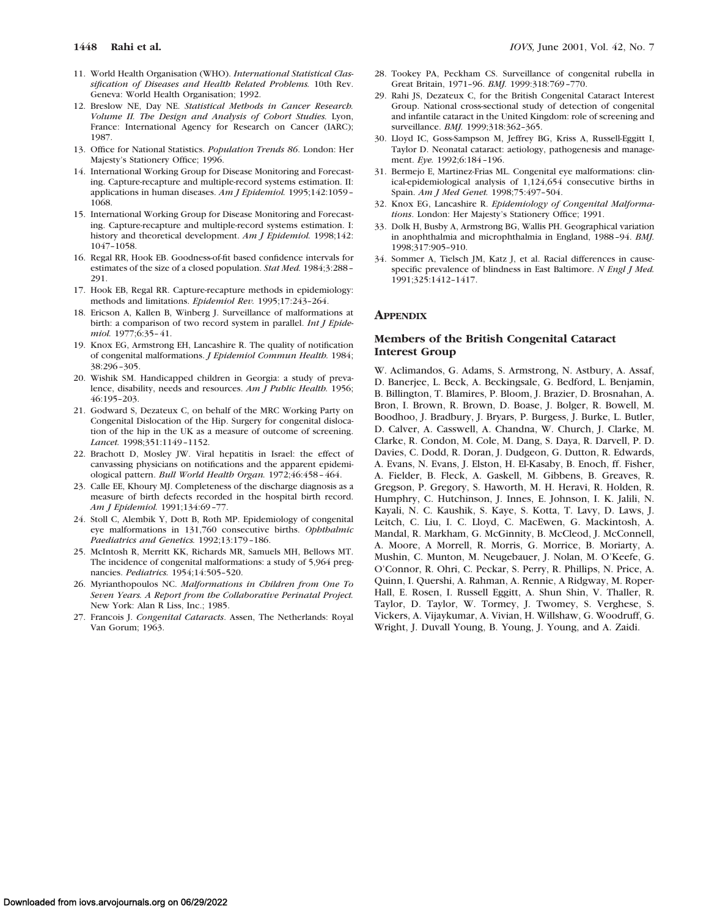11. World Health Organisation (WHO). *International Statistical Classification of Diseases and Health Related Problems.* 10th Rev. Geneva: World Health Organisation; 1992.
12. Breslow NE, Day NE. *Statistical Methods in Cancer Research. Volume II. The Design and Analysis of Cohort Studies.* Lyon, France: International Agency for Research on Cancer (IARC); 1987.
13. Office for National Statistics. *Population Trends 86*. London: Her Majesty's Stationery Office; 1996.
14. International Working Group for Disease Monitoring and Forecasting. Capture-recapture and multiple-record systems estimation. II: applications in human diseases. *Am J Epidemiol.* 1995;142:1059–1068.
15. International Working Group for Disease Monitoring and Forecasting. Capture-recapture and multiple-record systems estimation. I: history and theoretical development. *Am J Epidemiol.* 1998;142: 1047–1058.
16. Regal RR, Hook EB. Goodness-of-fit based confidence intervals for estimates of the size of a closed population. *Stat Med.* 1984;3:288–291.
17. Hook EB, Regal RR. Capture-recapture methods in epidemiology: methods and limitations. *Epidemiol Rev.* 1995;17:243–264.
18. Ericson A, Kallen B, Winberg J. Surveillance of malformations at birth: a comparison of two record system in parallel. *Int J Epidemiol.* 1977;6:35–41.
19. Knox EG, Armstrong EH, Lancashire R. The quality of notification of congenital malformations. *J Epidemiol Commun Health.* 1984; 38:296–305.
20. Wishik SM. Handicapped children in Georgia: a study of prevalence, disability, needs and resources. *Am J Public Health.* 1956; 46:195–203.
21. Godward S, Dezateux C, on behalf of the MRC Working Party on Congenital Dislocation of the Hip. Surgery for congenital dislocation of the hip in the UK as a measure of outcome of screening. *Lancet.* 1998;351:1149–1152.
22. Brachott D, Mosley JW. Viral hepatitis in Israel: the effect of canvassing physicians on notifications and the apparent epidemiological pattern. *Bull World Health Organ.* 1972;46:458–464.
23. Calle EE, Khoury MJ. Completeness of the discharge diagnosis as a measure of birth defects recorded in the hospital birth record. *Am J Epidemiol.* 1991;134:69–77.
24. Stoll C, Alembik Y, Dott B, Roth MP. Epidemiology of congenital eye malformations in 131,760 consecutive births. *Ophthalmic Paediatrics and Genetics.* 1992;13:179–186.
25. McIntosh R, Merritt KK, Richards MR, Samuels MH, Bellows MT. The incidence of congenital malformations: a study of 5,964 pregnancies. *Pediatrics.* 1954;14:505–520.
26. Myrianthopoulos NC. *Malformations in Children from One To Seven Years. A Report from the Collaborative Perinatal Project.* New York: Alan R Liss, Inc.; 1985.
27. Francois J. *Congenital Cataracts*. Assen, The Netherlands: Royal Van Gorum; 1963.
28. Tookey PA, Peckham CS. Surveillance of congenital rubella in Great Britain, 1971–96. *BMJ.* 1999:318:769–770.
29. Rahi JS, Dezateux C, for the British Congenital Cataract Interest Group. National cross-sectional study of detection of congenital and infantile cataract in the United Kingdom: role of screening and surveillance. *BMJ.* 1999;318:362–365.
30. Lloyd IC, Goss-Sampson M, Jeffrey BG, Kriss A, Russell-Eggitt I, Taylor D. Neonatal cataract: aetiology, pathogenesis and management. *Eye.* 1992;6:184–196.
31. Bermejo E, Martinez-Frias ML. Congenital eye malformations: clinical-epidemiological analysis of 1,124,654 consecutive births in Spain. *Am J Med Genet.* 1998;75:497–504.
32. Knox EG, Lancashire R. *Epidemiology of Congenital Malformations*. London: Her Majesty's Stationery Office; 1991.
33. Dolk H, Busby A, Armstrong BG, Wallis PH. Geographical variation in anophthalmia and microphthalmia in England, 1988–94. *BMJ.* 1998;317:905–910.
34. Sommer A, Tielsch JM, Katz J, et al. Racial differences in cause-specific prevalence of blindness in East Baltimore. *N Engl J Med.* 1991;325:1412–1417.

## Appendix

### Members of the British Congenital Cataract Interest Group

W. Aclimandos, G. Adams, S. Armstrong, N. Astbury, A. Assaf, D. Banerjee, L. Beck, A. Beckingsale, G. Bedford, L. Benjamin, B. Billington, T. Blamires, P. Bloom, J. Brazier, D. Brosnahan, A. Bron, I. Brown, R. Brown, D. Boase, J. Bolger, R. Bowell, M. Boodhoo, J. Bradbury, J. Bryars, P. Burgess, J. Burke, L. Butler, D. Calver, A. Casswell, A. Chandna, W. Church, J. Clarke, M. Clarke, R. Condon, M. Cole, M. Dang, S. Daya, R. Darvell, P. D. Davies, C. Dodd, R. Doran, J. Dudgeon, G. Dutton, R. Edwards, A. Evans, N. Evans, J. Elston, H. El-Kasaby, B. Enoch, ff. Fisher, A. Fielder, B. Fleck, A. Gaskell, M. Gibbens, B. Greaves, R. Gregson, P. Gregory, S. Haworth, M. H. Heravi, R. Holden, R. Humphry, C. Hutchinson, J. Innes, E. Johnson, I. K. Jalili, N. Kayali, N. C. Kaushik, S. Kaye, S. Kotta, T. Lavy, D. Laws, J. Leitch, C. Liu, I. C. Lloyd, C. MacEwen, G. Mackintosh, A. Mandal, R. Markham, G. McGinnity, B. McCleod, J. McConnell, A. Moore, A Morrell, R. Morris, G. Morrice, B. Moriarty, A. Mushin, C. Munton, M. Neugebauer, J. Nolan, M. O'Keefe, G. O'Connor, R. Ohri, C. Peckar, S. Perry, R. Phillips, N. Price, A. Quinn, I. Quershi, A. Rahman, A. Rennie, A Ridgway, M. Roper-Hall, E. Rosen, I. Russell Eggitt, A. Shun Shin, V. Thaller, R. Taylor, D. Taylor, W. Tormey, J. Twomey, S. Verghese, S. Vickers, A. Vijaykumar, A. Vivian, H. Willshaw, G. Woodruff, G. Wright, J. Duvall Young, B. Young, J. Young, and A. Zaidi.